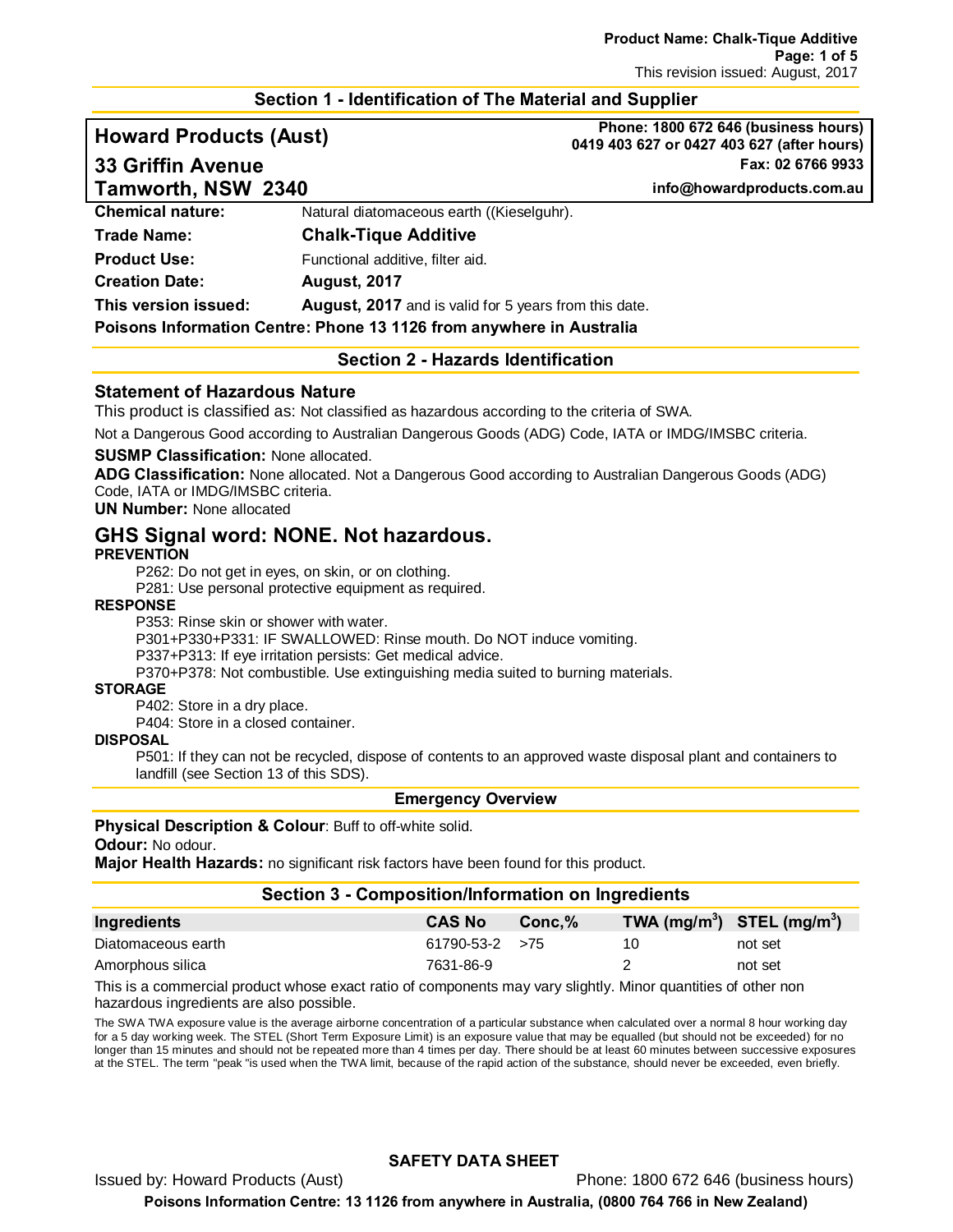## Section 1 - Identification of The Material and Supplier

**Howard Products (Aust)**
**33 Griffin Avenue**
**Tamworth, NSW 2340**

**Phone: 1800 672 646 (business hours)**
**0419 403 627 or 0427 403 627 (after hours)**
**Fax: 02 6766 9933**
**info@howardproducts.com.au**

| | |
|---|---|
| **Chemical nature:** | Natural diatomaceous earth ((Kieselguhr). |
| **Trade Name:** | **Chalk-Tique Additive** |
| **Product Use:** | Functional additive, filter aid. |
| **Creation Date:** | **August, 2017** |
| **This version issued:** | **August, 2017** and is valid for 5 years from this date. |

**Poisons Information Centre: Phone 13 1126 from anywhere in Australia**

## Section 2 - Hazards Identification

### Statement of Hazardous Nature

This product is classified as: Not classified as hazardous according to the criteria of SWA.

Not a Dangerous Good according to Australian Dangerous Goods (ADG) Code, IATA or IMDG/IMSBC criteria.

**SUSMP Classification:** None allocated.
**ADG Classification:** None allocated. Not a Dangerous Good according to Australian Dangerous Goods (ADG) Code, IATA or IMDG/IMSBC criteria.
**UN Number:** None allocated

### GHS Signal word: NONE. Not hazardous.

**PREVENTION**

P262: Do not get in eyes, on skin, or on clothing.
P281: Use personal protective equipment as required.

**RESPONSE**

P353: Rinse skin or shower with water.
P301+P330+P331: IF SWALLOWED: Rinse mouth. Do NOT induce vomiting.
P337+P313: If eye irritation persists: Get medical advice.
P370+P378: Not combustible. Use extinguishing media suited to burning materials.

**STORAGE**

P402: Store in a dry place.
P404: Store in a closed container.

**DISPOSAL**

P501: If they can not be recycled, dispose of contents to an approved waste disposal plant and containers to landfill (see Section 13 of this SDS).

### Emergency Overview

**Physical Description & Colour**: Buff to off-white solid.
**Odour:** No odour.
**Major Health Hazards:** no significant risk factors have been found for this product.

## Section 3 - Composition/Information on Ingredients

| Ingredients | CAS No | Conc,% | TWA (mg/m$^3$) | STEL (mg/m$^3$) |
|---|---|---|---|---|
| Diatomaceous earth | 61790-53-2 | >75 | 10 | not set |
| Amorphous silica | 7631-86-9 | | 2 | not set |

This is a commercial product whose exact ratio of components may vary slightly. Minor quantities of other non hazardous ingredients are also possible.

The SWA TWA exposure value is the average airborne concentration of a particular substance when calculated over a normal 8 hour working day for a 5 day working week. The STEL (Short Term Exposure Limit) is an exposure value that may be equalled (but should not be exceeded) for no longer than 15 minutes and should not be repeated more than 4 times per day. There should be at least 60 minutes between successive exposures at the STEL. The term "peak "is used when the TWA limit, because of the rapid action of the substance, should never be exceeded, even briefly.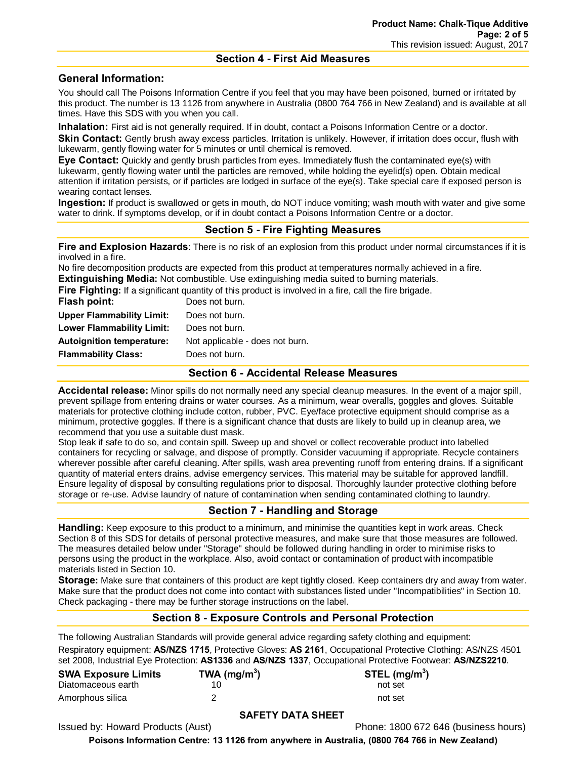## Section 4 - First Aid Measures

### General Information:

You should call The Poisons Information Centre if you feel that you may have been poisoned, burned or irritated by this product. The number is 13 1126 from anywhere in Australia (0800 764 766 in New Zealand) and is available at all times. Have this SDS with you when you call.

**Inhalation:** First aid is not generally required. If in doubt, contact a Poisons Information Centre or a doctor.

**Skin Contact:** Gently brush away excess particles. Irritation is unlikely. However, if irritation does occur, flush with lukewarm, gently flowing water for 5 minutes or until chemical is removed.

**Eye Contact:** Quickly and gently brush particles from eyes. Immediately flush the contaminated eye(s) with lukewarm, gently flowing water until the particles are removed, while holding the eyelid(s) open. Obtain medical attention if irritation persists, or if particles are lodged in surface of the eye(s). Take special care if exposed person is wearing contact lenses.

**Ingestion:** If product is swallowed or gets in mouth, do NOT induce vomiting; wash mouth with water and give some water to drink. If symptoms develop, or if in doubt contact a Poisons Information Centre or a doctor.

## Section 5 - Fire Fighting Measures

**Fire and Explosion Hazards**: There is no risk of an explosion from this product under normal circumstances if it is involved in a fire.

No fire decomposition products are expected from this product at temperatures normally achieved in a fire.

**Extinguishing Media:** Not combustible. Use extinguishing media suited to burning materials.

**Fire Fighting:** If a significant quantity of this product is involved in a fire, call the fire brigade.

| | |
|---|---|
| **Flash point:** | Does not burn. |
| **Upper Flammability Limit:** | Does not burn. |
| **Lower Flammability Limit:** | Does not burn. |
| **Autoignition temperature:** | Not applicable - does not burn. |
| **Flammability Class:** | Does not burn. |

## Section 6 - Accidental Release Measures

**Accidental release:** Minor spills do not normally need any special cleanup measures. In the event of a major spill, prevent spillage from entering drains or water courses. As a minimum, wear overalls, goggles and gloves. Suitable materials for protective clothing include cotton, rubber, PVC. Eye/face protective equipment should comprise as a minimum, protective goggles. If there is a significant chance that dusts are likely to build up in cleanup area, we recommend that you use a suitable dust mask.

Stop leak if safe to do so, and contain spill. Sweep up and shovel or collect recoverable product into labelled containers for recycling or salvage, and dispose of promptly. Consider vacuuming if appropriate. Recycle containers wherever possible after careful cleaning. After spills, wash area preventing runoff from entering drains. If a significant quantity of material enters drains, advise emergency services. This material may be suitable for approved landfill. Ensure legality of disposal by consulting regulations prior to disposal. Thoroughly launder protective clothing before storage or re-use. Advise laundry of nature of contamination when sending contaminated clothing to laundry.

## Section 7 - Handling and Storage

**Handling:** Keep exposure to this product to a minimum, and minimise the quantities kept in work areas. Check Section 8 of this SDS for details of personal protective measures, and make sure that those measures are followed. The measures detailed below under "Storage" should be followed during handling in order to minimise risks to persons using the product in the workplace. Also, avoid contact or contamination of product with incompatible materials listed in Section 10.

**Storage:** Make sure that containers of this product are kept tightly closed. Keep containers dry and away from water. Make sure that the product does not come into contact with substances listed under "Incompatibilities" in Section 10. Check packaging - there may be further storage instructions on the label.

## Section 8 - Exposure Controls and Personal Protection

The following Australian Standards will provide general advice regarding safety clothing and equipment:

Respiratory equipment: **AS/NZS 1715**, Protective Gloves: **AS 2161**, Occupational Protective Clothing: AS/NZS 4501 set 2008, Industrial Eye Protection: **AS1336** and **AS/NZS 1337**, Occupational Protective Footwear: **AS/NZS2210**.

| **SWA Exposure Limits** | **TWA (mg/m$^3$)** | **STEL (mg/m$^3$)** |
|---|---|---|
| Diatomaceous earth | 10 | not set |
| Amorphous silica | 2 | not set |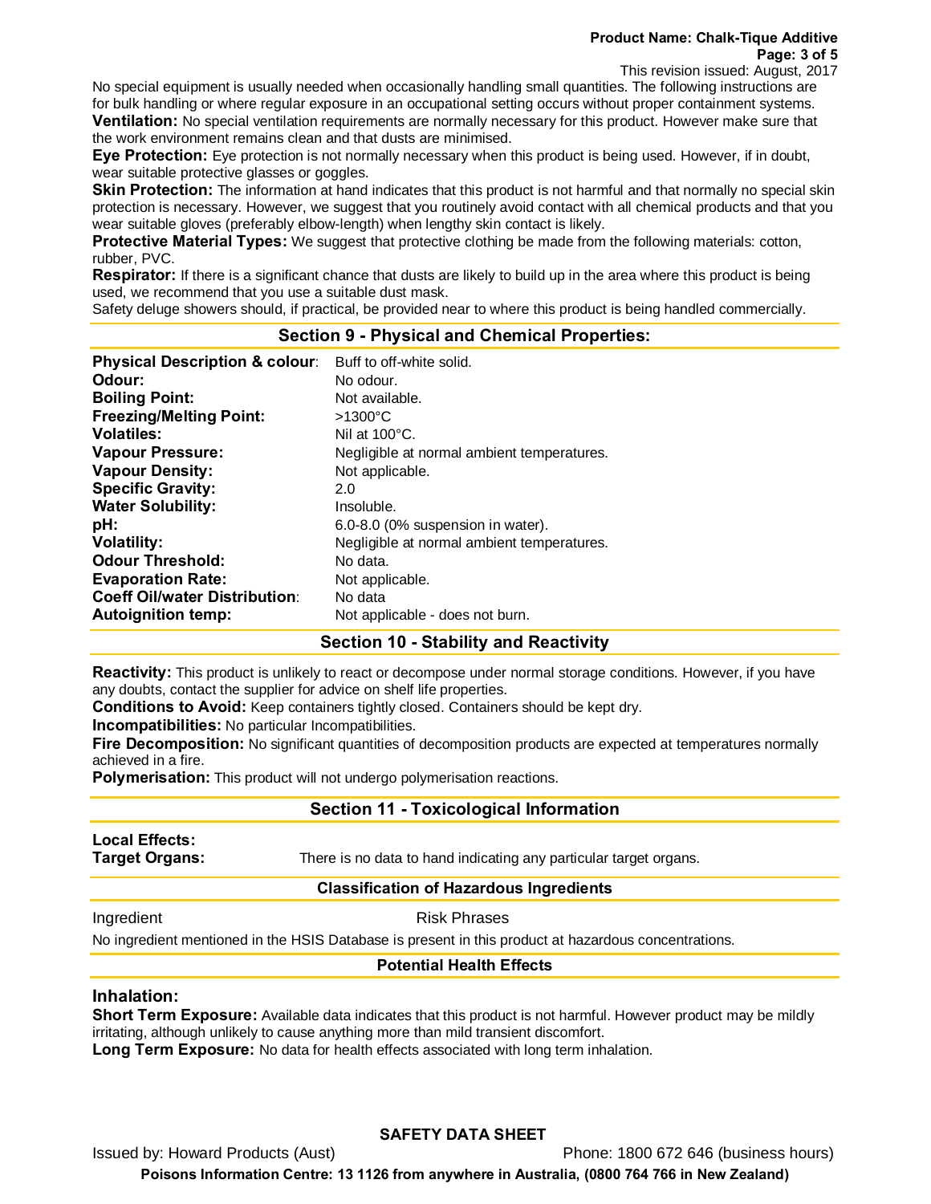No special equipment is usually needed when occasionally handling small quantities. The following instructions are for bulk handling or where regular exposure in an occupational setting occurs without proper containment systems.

**Ventilation:** No special ventilation requirements are normally necessary for this product. However make sure that the work environment remains clean and that dusts are minimised.

**Eye Protection:** Eye protection is not normally necessary when this product is being used. However, if in doubt, wear suitable protective glasses or goggles.

**Skin Protection:** The information at hand indicates that this product is not harmful and that normally no special skin protection is necessary. However, we suggest that you routinely avoid contact with all chemical products and that you wear suitable gloves (preferably elbow-length) when lengthy skin contact is likely.

**Protective Material Types:** We suggest that protective clothing be made from the following materials: cotton, rubber, PVC.

**Respirator:** If there is a significant chance that dusts are likely to build up in the area where this product is being used, we recommend that you use a suitable dust mask.

Safety deluge showers should, if practical, be provided near to where this product is being handled commercially.

## Section 9 - Physical and Chemical Properties:

| Property | Value |
|---|---|
| **Physical Description & colour**: | Buff to off-white solid. |
| **Odour:** | No odour. |
| **Boiling Point:** | Not available. |
| **Freezing/Melting Point:** | >1300°C |
| **Volatiles:** | Nil at 100°C. |
| **Vapour Pressure:** | Negligible at normal ambient temperatures. |
| **Vapour Density:** | Not applicable. |
| **Specific Gravity:** | 2.0 |
| **Water Solubility:** | Insoluble. |
| **pH:** | 6.0-8.0 (0% suspension in water). |
| **Volatility:** | Negligible at normal ambient temperatures. |
| **Odour Threshold:** | No data. |
| **Evaporation Rate:** | Not applicable. |
| **Coeff Oil/water Distribution**: | No data |
| **Autoignition temp:** | Not applicable - does not burn. |

## Section 10 - Stability and Reactivity

**Reactivity:** This product is unlikely to react or decompose under normal storage conditions. However, if you have any doubts, contact the supplier for advice on shelf life properties.

**Conditions to Avoid:** Keep containers tightly closed. Containers should be kept dry.

**Incompatibilities:** No particular Incompatibilities.

**Fire Decomposition:** No significant quantities of decomposition products are expected at temperatures normally achieved in a fire.

**Polymerisation:** This product will not undergo polymerisation reactions.

## Section 11 - Toxicological Information

**Local Effects:**

**Target Organs:** There is no data to hand indicating any particular target organs.

### Classification of Hazardous Ingredients

| Ingredient | Risk Phrases |
|---|---|

No ingredient mentioned in the HSIS Database is present in this product at hazardous concentrations.

### Potential Health Effects

### Inhalation:

**Short Term Exposure:** Available data indicates that this product is not harmful. However product may be mildly irritating, although unlikely to cause anything more than mild transient discomfort.

**Long Term Exposure:** No data for health effects associated with long term inhalation.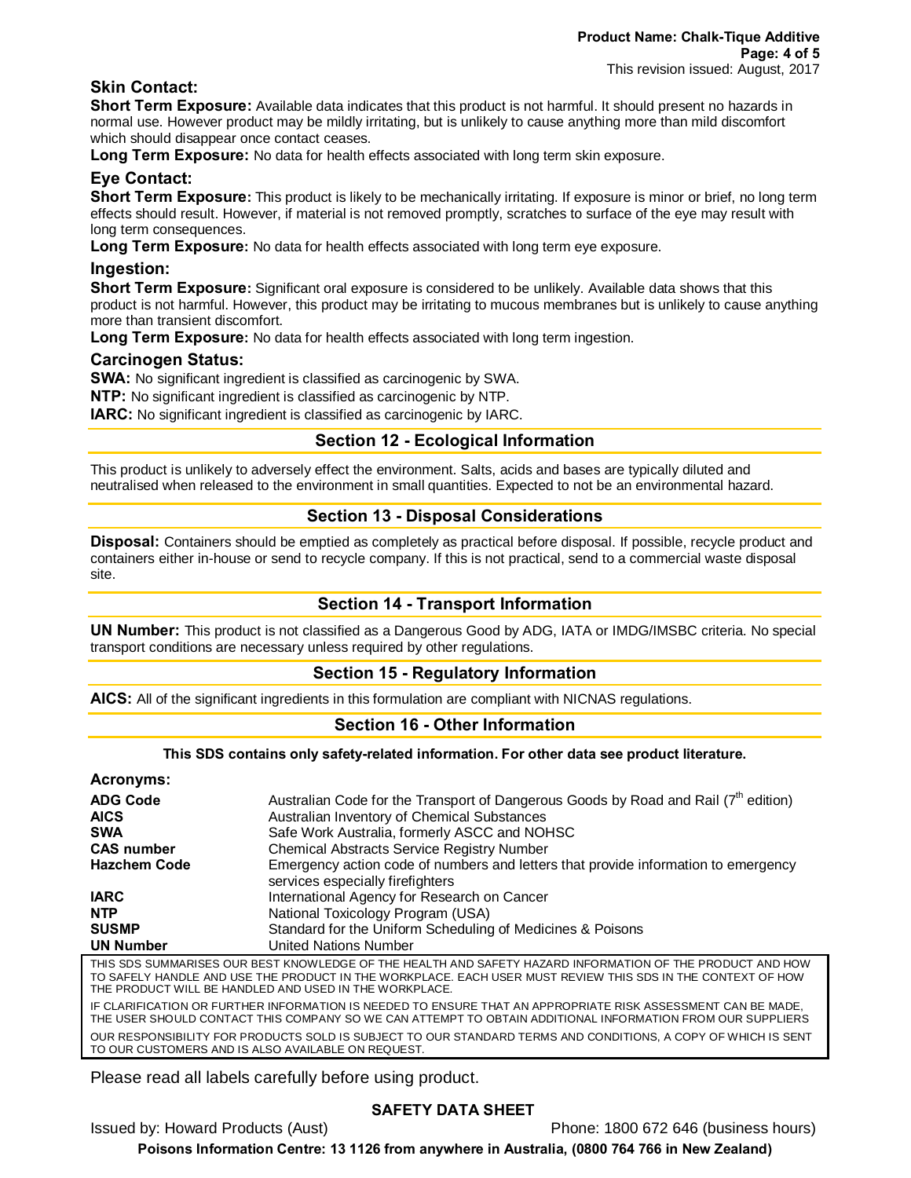### Skin Contact:

**Short Term Exposure:** Available data indicates that this product is not harmful. It should present no hazards in normal use. However product may be mildly irritating, but is unlikely to cause anything more than mild discomfort which should disappear once contact ceases.

**Long Term Exposure:** No data for health effects associated with long term skin exposure.

### Eye Contact:

**Short Term Exposure:** This product is likely to be mechanically irritating. If exposure is minor or brief, no long term effects should result. However, if material is not removed promptly, scratches to surface of the eye may result with long term consequences.

**Long Term Exposure:** No data for health effects associated with long term eye exposure.

### Ingestion:

**Short Term Exposure:** Significant oral exposure is considered to be unlikely. Available data shows that this product is not harmful. However, this product may be irritating to mucous membranes but is unlikely to cause anything more than transient discomfort.

**Long Term Exposure:** No data for health effects associated with long term ingestion.

### Carcinogen Status:

**SWA:** No significant ingredient is classified as carcinogenic by SWA.

**NTP:** No significant ingredient is classified as carcinogenic by NTP.

**IARC:** No significant ingredient is classified as carcinogenic by IARC.

## Section 12 - Ecological Information

This product is unlikely to adversely effect the environment. Salts, acids and bases are typically diluted and neutralised when released to the environment in small quantities. Expected to not be an environmental hazard.

## Section 13 - Disposal Considerations

**Disposal:** Containers should be emptied as completely as practical before disposal. If possible, recycle product and containers either in-house or send to recycle company. If this is not practical, send to a commercial waste disposal site.

## Section 14 - Transport Information

**UN Number:** This product is not classified as a Dangerous Good by ADG, IATA or IMDG/IMSBC criteria. No special transport conditions are necessary unless required by other regulations.

## Section 15 - Regulatory Information

**AICS:** All of the significant ingredients in this formulation are compliant with NICNAS regulations.

## Section 16 - Other Information

**This SDS contains only safety-related information. For other data see product literature.**

**Acronyms:**

| | |
|---|---|
| **ADG Code** | Australian Code for the Transport of Dangerous Goods by Road and Rail (7th edition) |
| **AICS** | Australian Inventory of Chemical Substances |
| **SWA** | Safe Work Australia, formerly ASCC and NOHSC |
| **CAS number** | Chemical Abstracts Service Registry Number |
| **Hazchem Code** | Emergency action code of numbers and letters that provide information to emergency services especially firefighters |
| **IARC** | International Agency for Research on Cancer |
| **NTP** | National Toxicology Program (USA) |
| **SUSMP** | Standard for the Uniform Scheduling of Medicines & Poisons |
| **UN Number** | United Nations Number |

THIS SDS SUMMARISES OUR BEST KNOWLEDGE OF THE HEALTH AND SAFETY HAZARD INFORMATION OF THE PRODUCT AND HOW TO SAFELY HANDLE AND USE THE PRODUCT IN THE WORKPLACE. EACH USER MUST REVIEW THIS SDS IN THE CONTEXT OF HOW THE PRODUCT WILL BE HANDLED AND USED IN THE WORKPLACE.

IF CLARIFICATION OR FURTHER INFORMATION IS NEEDED TO ENSURE THAT AN APPROPRIATE RISK ASSESSMENT CAN BE MADE, THE USER SHOULD CONTACT THIS COMPANY SO WE CAN ATTEMPT TO OBTAIN ADDITIONAL INFORMATION FROM OUR SUPPLIERS

OUR RESPONSIBILITY FOR PRODUCTS SOLD IS SUBJECT TO OUR STANDARD TERMS AND CONDITIONS, A COPY OF WHICH IS SENT TO OUR CUSTOMERS AND IS ALSO AVAILABLE ON REQUEST.

Please read all labels carefully before using product.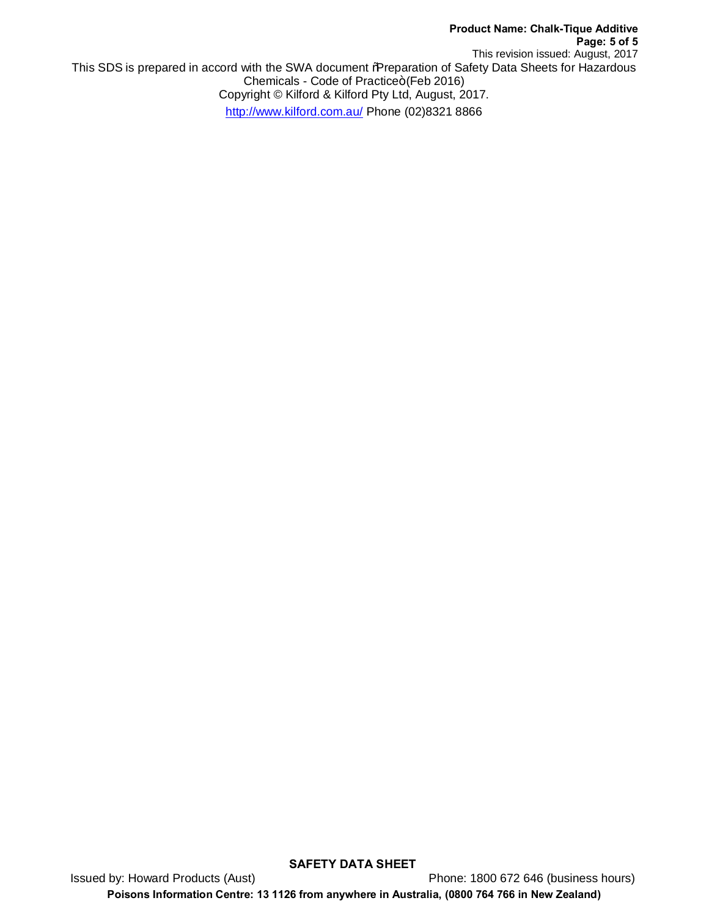This SDS is prepared in accord with the SWA document "Preparation of Safety Data Sheets for Hazardous Chemicals - Code of Practice" (Feb 2016)

Copyright © Kilford & Kilford Pty Ltd, August, 2017.

http://www.kilford.com.au/ Phone (02)8321 8866